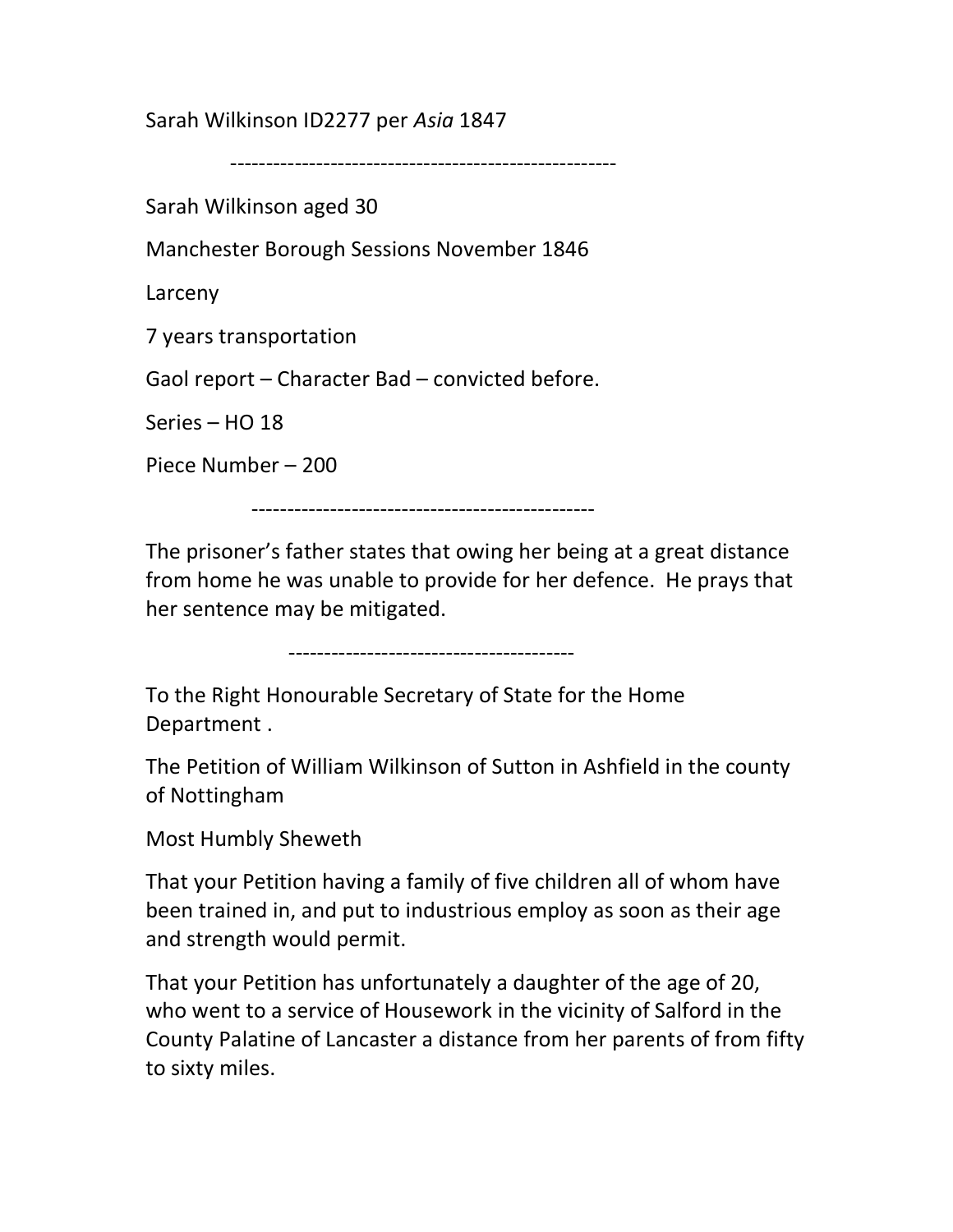Sarah Wilkinson ID2277 per *Asia* 1847

---

Sarah Wilkinson aged 30

Manchester Borough Sessions November 1846

Larceny

7 years transportation

Gaol report – Character Bad – convicted before.

Series – HO 18

Piece Number – 200

---

The prisoner's father states that owing her being at a great distance from home he was unable to provide for her defence. He prays that her sentence may be mitigated.

---

To the Right Honourable Secretary of State for the Home Department .

The Petition of William Wilkinson of Sutton in Ashfield in the county of Nottingham

Most Humbly Sheweth

That your Petition having a family of five children all of whom have been trained in, and put to industrious employ as soon as their age and strength would permit.

That your Petition has unfortunately a daughter of the age of 20, who went to a service of Housework in the vicinity of Salford in the County Palatine of Lancaster a distance from her parents of from fifty to sixty miles.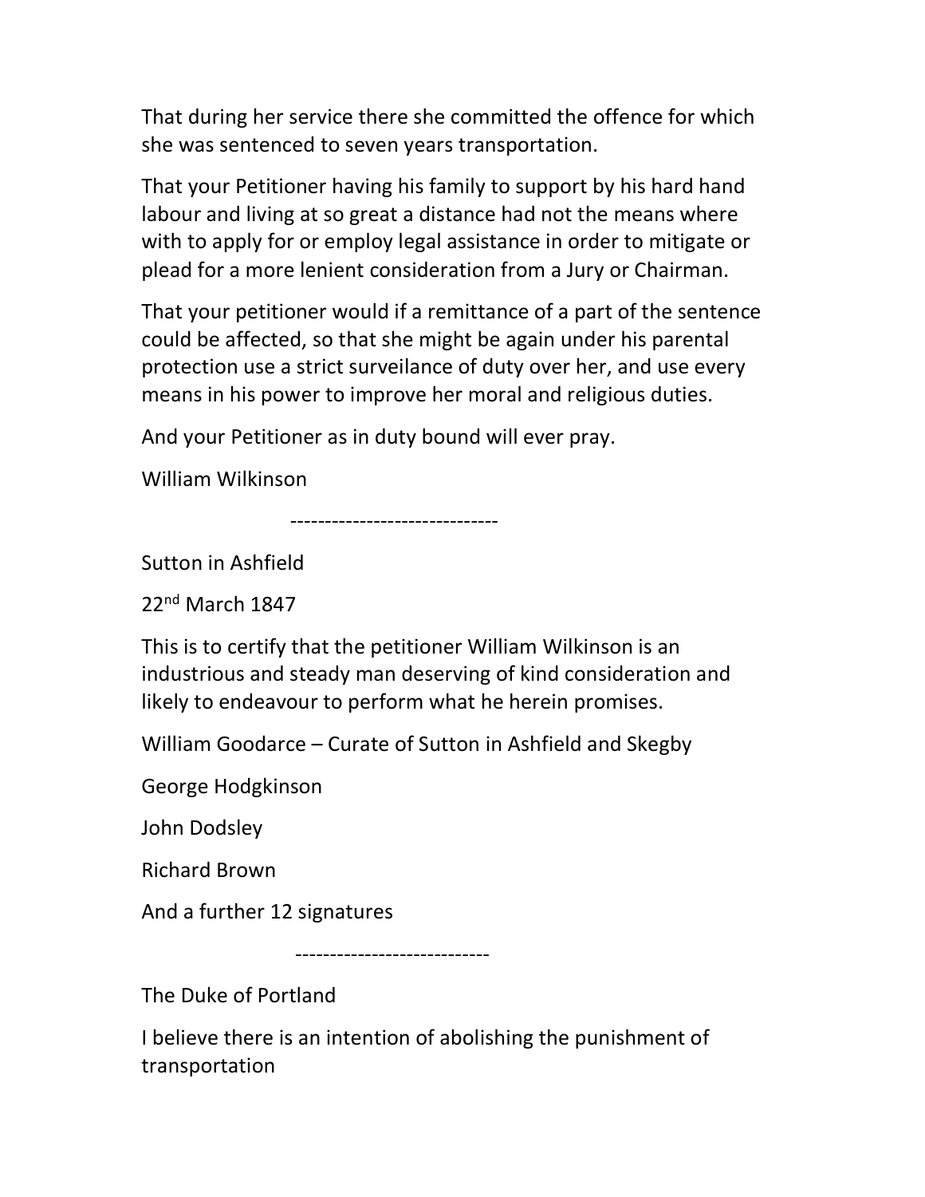That during her service there she committed the offence for which she was sentenced to seven years transportation.

That your Petitioner having his family to support by his hard hand labour and living at so great a distance had not the means where with to apply for or employ legal assistance in order to mitigate or plead for a more lenient consideration from a Jury or Chairman.

That your petitioner would if a remittance of a part of the sentence could be affected, so that she might be again under his parental protection use a strict surveilance of duty over her, and use every means in his power to improve her moral and religious duties.

And your Petitioner as in duty bound will ever pray.

William Wilkinson

------------------------------

Sutton in Ashfield

22nd March 1847

This is to certify that the petitioner William Wilkinson is an industrious and steady man deserving of kind consideration and likely to endeavour to perform what he herein promises.

William Goodarce – Curate of Sutton in Ashfield and Skegby

George Hodgkinson

John Dodsley

Richard Brown

And a further 12 signatures

----------------------------

The Duke of Portland

I believe there is an intention of abolishing the punishment of transportation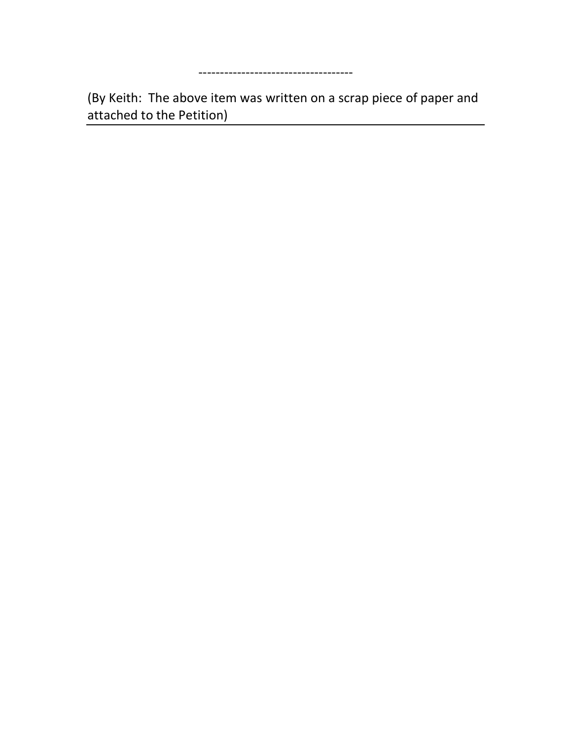------------------------------------

(By Keith: The above item was written on a scrap piece of paper and attached to the Petition)

---